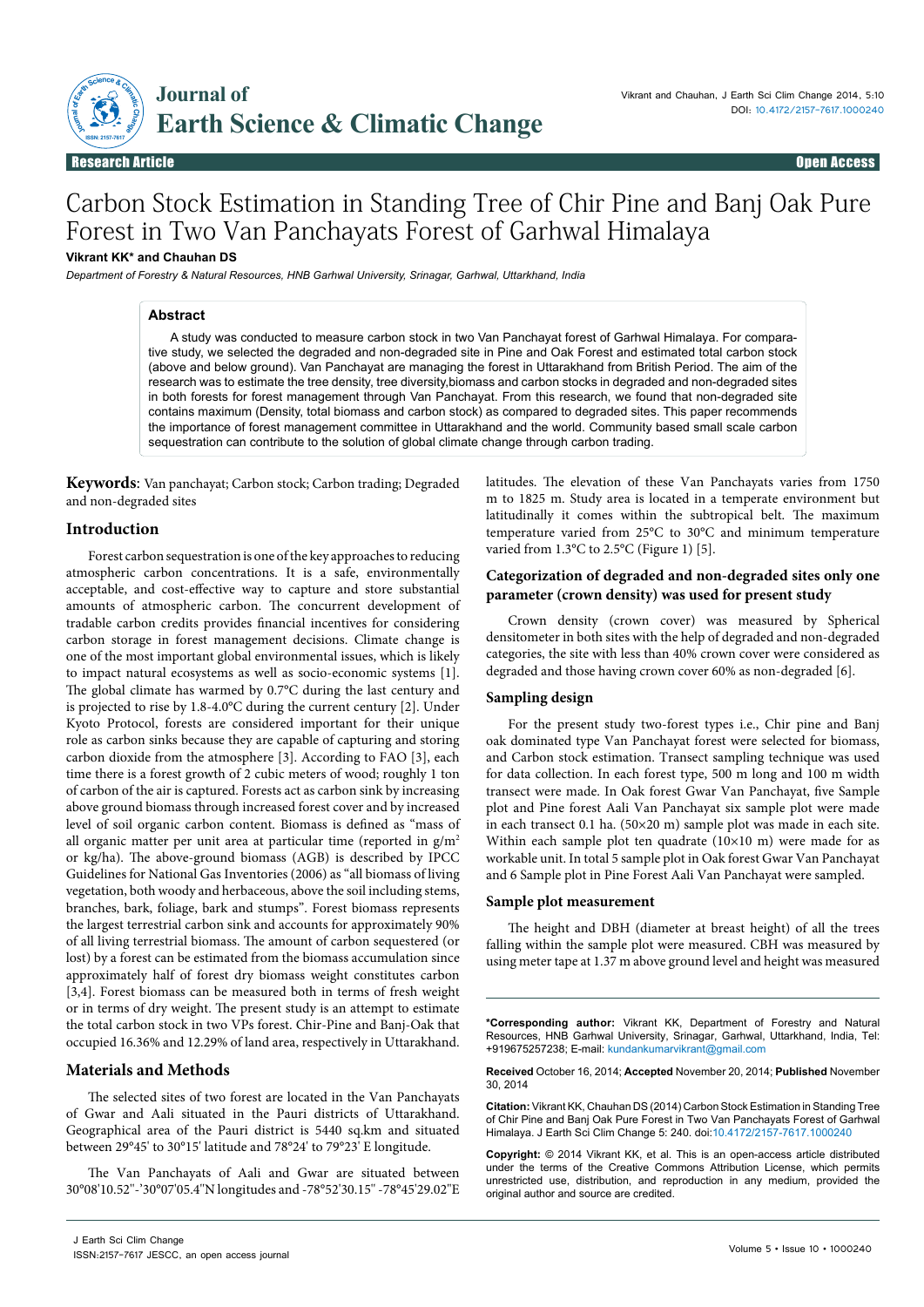Research Article | Open Access

# Carbon Stock Estimation in Standing Tree of Chir Pine and Banj Oak Pure Forest in Two Van Panchayats Forest of Garhwal Himalaya

**Vikrant KK* and Chauhan DS**

*Department of Forestry & Natural Resources, HNB Garhwal University, Srinagar, Garhwal, Uttarkhand, India*

## Abstract

A study was conducted to measure carbon stock in two Van Panchayat forest of Garhwal Himalaya. For comparative study, we selected the degraded and non-degraded site in Pine and Oak Forest and estimated total carbon stock (above and below ground). Van Panchayat are managing the forest in Uttarakhand from British Period. The aim of the research was to estimate the tree density, tree diversity,biomass and carbon stocks in degraded and non-degraded sites in both forests for forest management through Van Panchayat. From this research, we found that non-degraded site contains maximum (Density, total biomass and carbon stock) as compared to degraded sites. This paper recommends the importance of forest management committee in Uttarakhand and the world. Community based small scale carbon sequestration can contribute to the solution of global climate change through carbon trading.

**Keywords**: Van panchayat; Carbon stock; Carbon trading; Degraded and non-degraded sites

## Introduction

Forest carbon sequestration is one of the key approaches to reducing atmospheric carbon concentrations. It is a safe, environmentally acceptable, and cost-effective way to capture and store substantial amounts of atmospheric carbon. The concurrent development of tradable carbon credits provides financial incentives for considering carbon storage in forest management decisions. Climate change is one of the most important global environmental issues, which is likely to impact natural ecosystems as well as socio-economic systems [1]. The global climate has warmed by 0.7°C during the last century and is projected to rise by 1.8-4.0°C during the current century [2]. Under Kyoto Protocol, forests are considered important for their unique role as carbon sinks because they are capable of capturing and storing carbon dioxide from the atmosphere [3]. According to FAO [3], each time there is a forest growth of 2 cubic meters of wood; roughly 1 ton of carbon of the air is captured. Forests act as carbon sink by increasing above ground biomass through increased forest cover and by increased level of soil organic carbon content. Biomass is defined as "mass of all organic matter per unit area at particular time (reported in $g/m^2$ or kg/ha). The above-ground biomass (AGB) is described by IPCC Guidelines for National Gas Inventories (2006) as "all biomass of living vegetation, both woody and herbaceous, above the soil including stems, branches, bark, foliage, bark and stumps". Forest biomass represents the largest terrestrial carbon sink and accounts for approximately 90% of all living terrestrial biomass. The amount of carbon sequestered (or lost) by a forest can be estimated from the biomass accumulation since approximately half of forest dry biomass weight constitutes carbon [3,4]. Forest biomass can be measured both in terms of fresh weight or in terms of dry weight. The present study is an attempt to estimate the total carbon stock in two VPs forest. Chir-Pine and Banj-Oak that occupied 16.36% and 12.29% of land area, respectively in Uttarakhand.

## Materials and Methods

The selected sites of two forest are located in the Van Panchayats of Gwar and Aali situated in the Pauri districts of Uttarakhand. Geographical area of the Pauri district is 5440 sq.km and situated between 29°45' to 30°15' latitude and 78°24' to 79°23' E longitude.

The Van Panchayats of Aali and Gwar are situated between 30°08'10.52"-'30°07'05.4"N longitudes and -78°52'30.15" -78°45'29.02"E latitudes. The elevation of these Van Panchayats varies from 1750 m to 1825 m. Study area is located in a temperate environment but latitudinally it comes within the subtropical belt. The maximum temperature varied from 25°C to 30°C and minimum temperature varied from 1.3°C to 2.5°C (Figure 1) [5].

### Categorization of degraded and non-degraded sites only one parameter (crown density) was used for present study

Crown density (crown cover) was measured by Spherical densitometer in both sites with the help of degraded and non-degraded categories, the site with less than 40% crown cover were considered as degraded and those having crown cover 60% as non-degraded [6].

### Sampling design

For the present study two-forest types i.e., Chir pine and Banj oak dominated type Van Panchayat forest were selected for biomass, and Carbon stock estimation. Transect sampling technique was used for data collection. In each forest type, 500 m long and 100 m width transect were made. In Oak forest Gwar Van Panchayat, five Sample plot and Pine forest Aali Van Panchayat six sample plot were made in each transect 0.1 ha. (50×20 m) sample plot was made in each site. Within each sample plot ten quadrate (10×10 m) were made for as workable unit. In total 5 sample plot in Oak forest Gwar Van Panchayat and 6 Sample plot in Pine Forest Aali Van Panchayat were sampled.

### Sample plot measurement

The height and DBH (diameter at breast height) of all the trees falling within the sample plot were measured. CBH was measured by using meter tape at 1.37 m above ground level and height was measured

---

***Corresponding author:** Vikrant KK, Department of Forestry and Natural Resources, HNB Garhwal University, Srinagar, Garhwal, Uttarkhand, India, Tel: +919675257238; E-mail: kundankumarvikrant@gmail.com

**Received** October 16, 2014; **Accepted** November 20, 2014; **Published** November 30, 2014

**Citation:** Vikrant KK, Chauhan DS (2014) Carbon Stock Estimation in Standing Tree of Chir Pine and Banj Oak Pure Forest in Two Van Panchayats Forest of Garhwal Himalaya. J Earth Sci Clim Change 5: 240. doi:10.4172/2157-7617.1000240

**Copyright:** © 2014 Vikrant KK, et al. This is an open-access article distributed under the terms of the Creative Commons Attribution License, which permits unrestricted use, distribution, and reproduction in any medium, provided the original author and source are credited.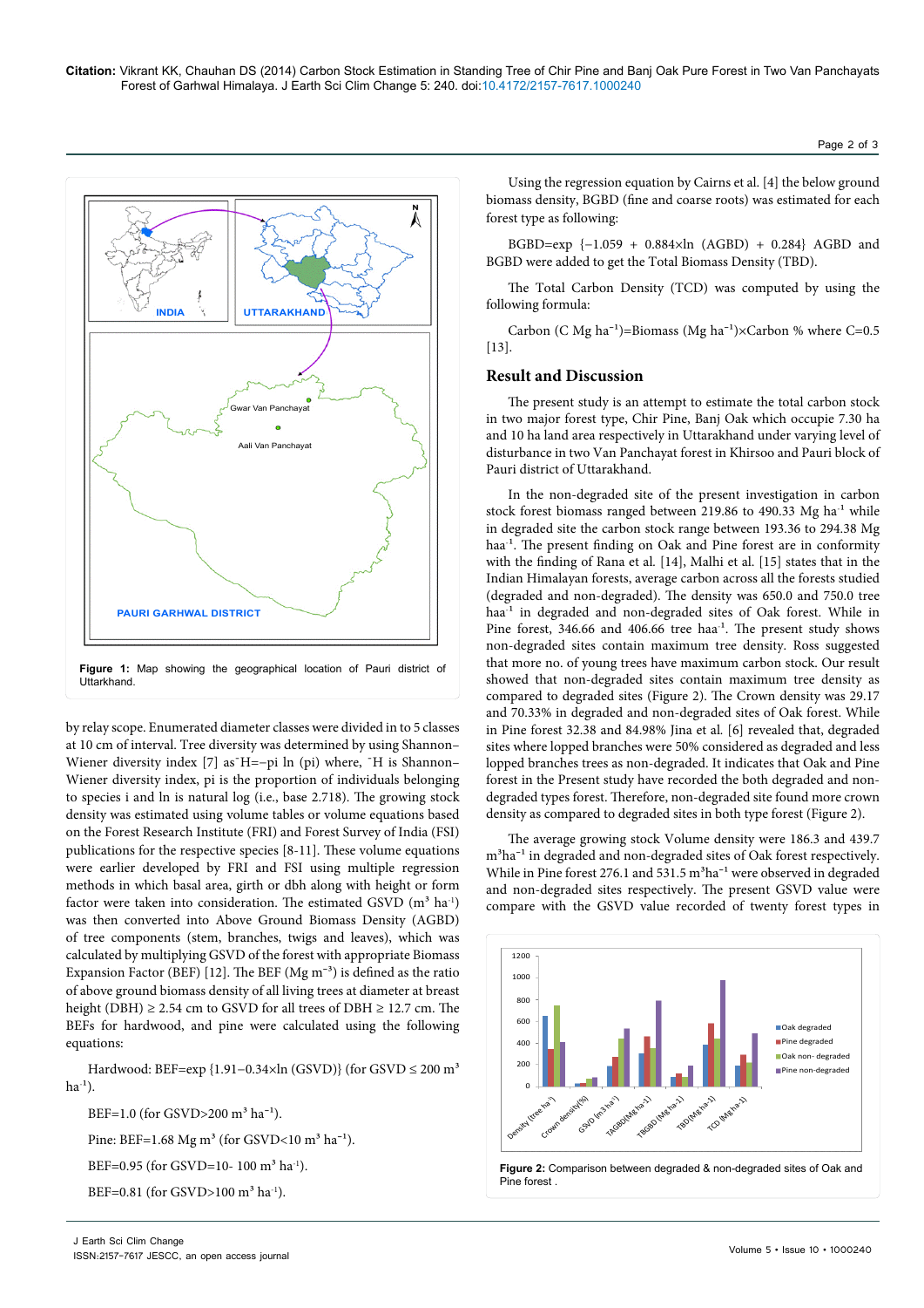Figure 1: Map showing the geographical location of Pauri district of Uttarkhand.

by relay scope. Enumerated diameter classes were divided in to 5 classes at 10 cm of interval. Tree diversity was determined by using Shannon–Wiener diversity index [7] as¯H=−pi ln (pi) where, ¯H is Shannon–Wiener diversity index, pi is the proportion of individuals belonging to species i and ln is natural log (i.e., base 2.718). The growing stock density was estimated using volume tables or volume equations based on the Forest Research Institute (FRI) and Forest Survey of India (FSI) publications for the respective species [8-11]. These volume equations were earlier developed by FRI and FSI using multiple regression methods in which basal area, girth or dbh along with height or form factor were taken into consideration. The estimated GSVD ($m^3$ $ha^{-1}$) was then converted into Above Ground Biomass Density (AGBD) of tree components (stem, branches, twigs and leaves), which was calculated by multiplying GSVD of the forest with appropriate Biomass Expansion Factor (BEF) [12]. The BEF (Mg $m^{-3}$) is defined as the ratio of above ground biomass density of all living trees at diameter at breast height (DBH) ≥ 2.54 cm to GSVD for all trees of DBH ≥ 12.7 cm. The BEFs for hardwood, and pine were calculated using the following equations:

Hardwood: BEF=exp {1.91−0.34×ln (GSVD)} (for GSVD ≤ 200 $m^3$ $ha^{-1}$).

BEF=1.0 (for GSVD>200 $m^3$ $ha^{-1}$).

Pine: BEF=1.68 Mg $m^3$ (for GSVD<10 $m^3$ $ha^{-1}$).

BEF=0.95 (for GSVD=10- 100 $m^3$ $ha^{-1}$).

BEF=0.81 (for GSVD>100 $m^3$ $ha^{-1}$).

Using the regression equation by Cairns et al. [4] the below ground biomass density, BGBD (fine and coarse roots) was estimated for each forest type as following:

BGBD=exp {−1.059 + 0.884×ln (AGBD) + 0.284} AGBD and BGBD were added to get the Total Biomass Density (TBD).

The Total Carbon Density (TCD) was computed by using the following formula:

Carbon (C Mg $ha^{-1}$)=Biomass (Mg $ha^{-1}$)×Carbon % where C=0.5 [13].

## Result and Discussion

The present study is an attempt to estimate the total carbon stock in two major forest type, Chir Pine, Banj Oak which occupie 7.30 ha and 10 ha land area respectively in Uttarakhand under varying level of disturbance in two Van Panchayat forest in Khirsoo and Pauri block of Pauri district of Uttarakhand.

In the non-degraded site of the present investigation in carbon stock forest biomass ranged between 219.86 to 490.33 Mg $ha^{-1}$ while in degraded site the carbon stock range between 193.36 to 294.38 Mg $ha^{-1}$. The present finding on Oak and Pine forest are in conformity with the finding of Rana et al. [14], Malhi et al. [15] states that in the Indian Himalayan forests, average carbon across all the forests studied (degraded and non-degraded). The density was 650.0 and 750.0 tree $ha^{-1}$ in degraded and non-degraded sites of Oak forest. While in Pine forest, 346.66 and 406.66 tree $ha^{-1}$. The present study shows non-degraded sites contain maximum tree density. Ross suggested that more no. of young trees have maximum carbon stock. Our result showed that non-degraded sites contain maximum tree density as compared to degraded sites (Figure 2). The Crown density was 29.17 and 70.33% in degraded and non-degraded sites of Oak forest. While in Pine forest 32.38 and 84.98% Jina et al. [6] revealed that, degraded sites where lopped branches were 50% considered as degraded and less lopped branches trees as non-degraded. It indicates that Oak and Pine forest in the Present study have recorded the both degraded and non-degraded types forest. Therefore, non-degraded site found more crown density as compared to degraded sites in both type forest (Figure 2).

The average growing stock Volume density were 186.3 and 439.7 $m^3ha^{-1}$ in degraded and non-degraded sites of Oak forest respectively. While in Pine forest 276.1 and 531.5 $m^3ha^{-1}$ were observed in degraded and non-degraded sites respectively. The present GSVD value were compare with the GSVD value recorded of twenty forest types in

Figure 2: Comparison between degraded & non-degraded sites of Oak and Pine forest .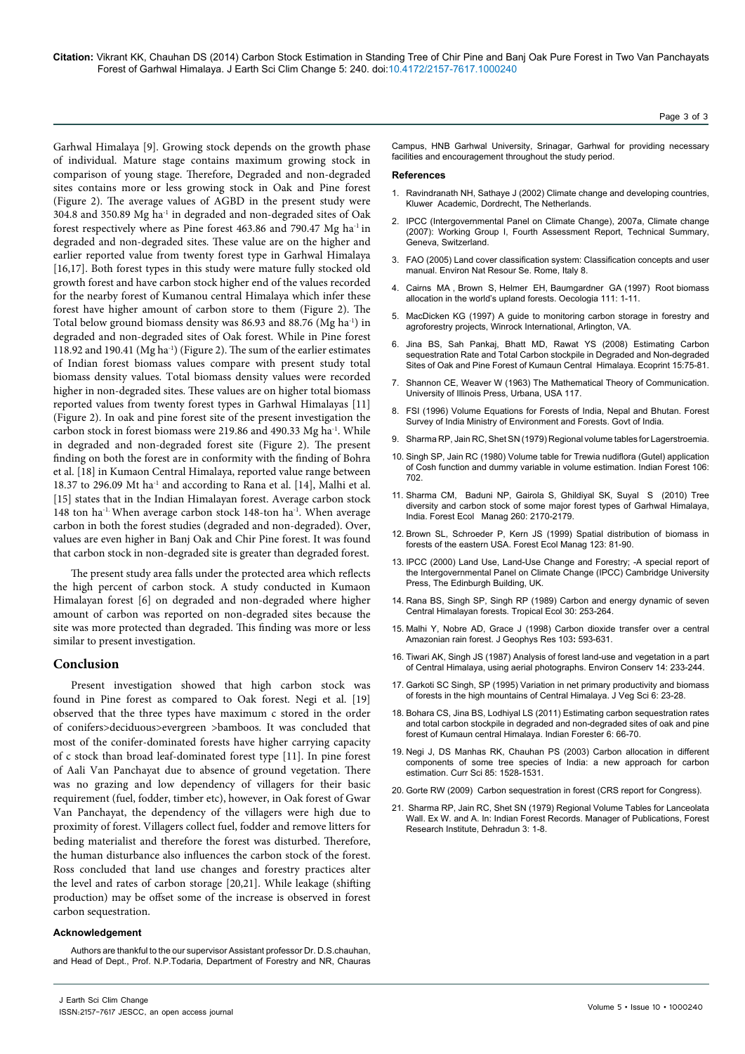Garhwal Himalaya [9]. Growing stock depends on the growth phase of individual. Mature stage contains maximum growing stock in comparison of young stage. Therefore, Degraded and non-degraded sites contains more or less growing stock in Oak and Pine forest (Figure 2). The average values of AGBD in the present study were 304.8 and 350.89 Mg $ha^{-1}$ in degraded and non-degraded sites of Oak forest respectively where as Pine forest 463.86 and 790.47 Mg $ha^{-1}$ in degraded and non-degraded sites. These value are on the higher and earlier reported value from twenty forest type in Garhwal Himalaya [16,17]. Both forest types in this study were mature fully stocked old growth forest and have carbon stock higher end of the values recorded for the nearby forest of Kumanou central Himalaya which infer these forest have higher amount of carbon store to them (Figure 2). The Total below ground biomass density was 86.93 and 88.76 (Mg $ha^{-1}$) in degraded and non-degraded sites of Oak forest. While in Pine forest 118.92 and 190.41 (Mg $ha^{-1}$) (Figure 2). The sum of the earlier estimates of Indian forest biomass values compare with present study total biomass density values. Total biomass density values were recorded higher in non-degraded sites. These values are on higher total biomass reported values from twenty forest types in Garhwal Himalayas [11] (Figure 2). In oak and pine forest site of the present investigation the carbon stock in forest biomass were 219.86 and 490.33 Mg $ha^{-1}$. While in degraded and non-degraded forest site (Figure 2). The present finding on both the forest are in conformity with the finding of Bohra et al. [18] in Kumaon Central Himalaya, reported value range between 18.37 to 296.09 Mt $ha^{-1}$ and according to Rana et al. [14], Malhi et al. [15] states that in the Indian Himalayan forest. Average carbon stock 148 ton $ha^{-1}$. When average carbon stock 148-ton $ha^{-1}$. When average carbon in both the forest studies (degraded and non-degraded). Over, values are even higher in Banj Oak and Chir Pine forest. It was found that carbon stock in non-degraded site is greater than degraded forest.

The present study area falls under the protected area which reflects the high percent of carbon stock. A study conducted in Kumaon Himalayan forest [6] on degraded and non-degraded where higher amount of carbon was reported on non-degraded sites because the site was more protected than degraded. This finding was more or less similar to present investigation.

## Conclusion

Present investigation showed that high carbon stock was found in Pine forest as compared to Oak forest. Negi et al. [19] observed that the three types have maximum c stored in the order of conifers>deciduous>evergreen >bamboos. It was concluded that most of the conifer-dominated forests have higher carrying capacity of c stock than broad leaf-dominated forest type [11]. In pine forest of Aali Van Panchayat due to absence of ground vegetation. There was no grazing and low dependency of villagers for their basic requirement (fuel, fodder, timber etc), however, in Oak forest of Gwar Van Panchayat, the dependency of the villagers were high due to proximity of forest. Villagers collect fuel, fodder and remove litters for beding materialist and therefore the forest was disturbed. Therefore, the human disturbance also influences the carbon stock of the forest. Ross concluded that land use changes and forestry practices alter the level and rates of carbon storage [20,21]. While leakage (shifting production) may be offset some of the increase is observed in forest carbon sequestration.

### Acknowledgement

Authors are thankful to the our supervisor Assistant professor Dr. D.S.chauhan, and Head of Dept., Prof. N.P.Todaria, Department of Forestry and NR, Chauras Campus, HNB Garhwal University, Srinagar, Garhwal for providing necessary facilities and encouragement throughout the study period.

### References

1. Ravindranath NH, Sathaye J (2002) Climate change and developing countries, Kluwer Academic, Dordrecht, The Netherlands.
2. IPCC (Intergovernmental Panel on Climate Change), 2007a, Climate change (2007): Working Group I, Fourth Assessment Report, Technical Summary, Geneva, Switzerland.
3. FAO (2005) Land cover classification system: Classification concepts and user manual. Environ Nat Resour Se. Rome, Italy 8.
4. Cairns MA , Brown S, Helmer EH, Baumgardner GA (1997) Root biomass allocation in the world's upland forests. Oecologia 111: 1-11.
5. MacDicken KG (1997) A guide to monitoring carbon storage in forestry and agroforestry projects, Winrock International, Arlington, VA.
6. Jina BS, Sah Pankaj, Bhatt MD, Rawat YS (2008) Estimating Carbon sequestration Rate and Total Carbon stockpile in Degraded and Non-degraded Sites of Oak and Pine Forest of Kumaun Central Himalaya. Ecoprint 15:75-81.
7. Shannon CE, Weaver W (1963) The Mathematical Theory of Communication. University of Illinois Press, Urbana, USA 117.
8. FSI (1996) Volume Equations for Forests of India, Nepal and Bhutan. Forest Survey of India Ministry of Environment and Forests. Govt of India.
9. Sharma RP, Jain RC, Shet SN (1979) Regional volume tables for Lagerstroemia.
10. Singh SP, Jain RC (1980) Volume table for Trewia nudiflora (Gutel) application of Cosh function and dummy variable in volume estimation. Indian Forest 106: 702.
11. Sharma CM, Baduni NP, Gairola S, Ghildiyal SK, Suyal S (2010) Tree diversity and carbon stock of some major forest types of Garhwal Himalaya, India. Forest Ecol Manag 260: 2170-2179.
12. Brown SL, Schroeder P, Kern JS (1999) Spatial distribution of biomass in forests of the eastern USA. Forest Ecol Manag 123: 81-90.
13. IPCC (2000) Land Use, Land-Use Change and Forestry; -A special report of the Intergovernmental Panel on Climate Change (IPCC) Cambridge University Press, The Edinburgh Building, UK.
14. Rana BS, Singh SP, Singh RP (1989) Carbon and energy dynamic of seven Central Himalayan forests. Tropical Ecol 30: 253-264.
15. Malhi Y, Nobre AD, Grace J (1998) Carbon dioxide transfer over a central Amazonian rain forest. J Geophys Res 103**:** 593-631.
16. Tiwari AK, Singh JS (1987) Analysis of forest land-use and vegetation in a part of Central Himalaya, using aerial photographs. Environ Conserv 14: 233-244.
17. Garkoti SC Singh, SP (1995) Variation in net primary productivity and biomass of forests in the high mountains of Central Himalaya. J Veg Sci 6: 23-28.
18. Bohara CS, Jina BS, Lodhiyal LS (2011) Estimating carbon sequestration rates and total carbon stockpile in degraded and non-degraded sites of oak and pine forest of Kumaun central Himalaya. Indian Forester 6: 66-70.
19. Negi J, DS Manhas RK, Chauhan PS (2003) Carbon allocation in different components of some tree species of India: a new approach for carbon estimation. Curr Sci 85: 1528-1531.
20. Gorte RW (2009) Carbon sequestration in forest (CRS report for Congress).
21. Sharma RP, Jain RC, Shet SN (1979) Regional Volume Tables for Lanceolata Wall. Ex W. and A. In: Indian Forest Records. Manager of Publications, Forest Research Institute, Dehradun 3: 1-8.